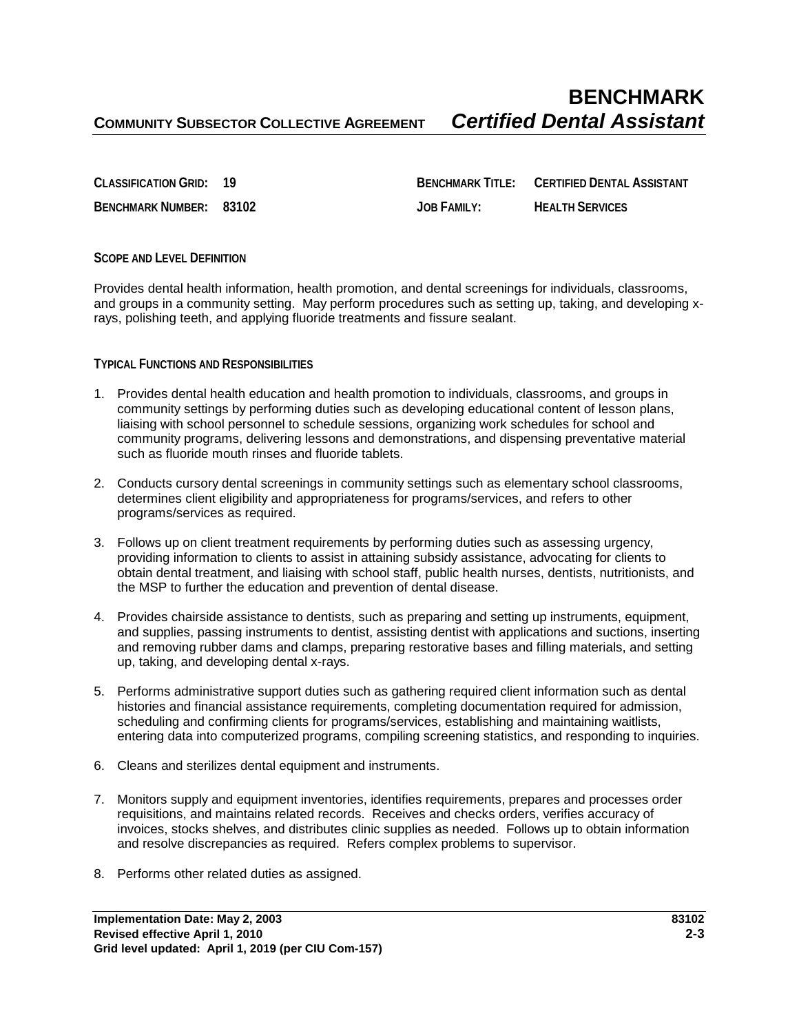# BENCHMARK

**COMMUNITY SUBSECTOR COLLECTIVE AGREEMENT** ***Certified Dental Assistant***

| | | | |
|---|---|---|---|
| **CLASSIFICATION GRID:** | **19** | **BENCHMARK TITLE:** | **CERTIFIED DENTAL ASSISTANT** |
| **BENCHMARK NUMBER:** | **83102** | **JOB FAMILY:** | **HEALTH SERVICES** |

## SCOPE AND LEVEL DEFINITION

Provides dental health information, health promotion, and dental screenings for individuals, classrooms, and groups in a community setting. May perform procedures such as setting up, taking, and developing x-rays, polishing teeth, and applying fluoride treatments and fissure sealant.

## TYPICAL FUNCTIONS AND RESPONSIBILITIES

1. Provides dental health education and health promotion to individuals, classrooms, and groups in community settings by performing duties such as developing educational content of lesson plans, liaising with school personnel to schedule sessions, organizing work schedules for school and community programs, delivering lessons and demonstrations, and dispensing preventative material such as fluoride mouth rinses and fluoride tablets.

2. Conducts cursory dental screenings in community settings such as elementary school classrooms, determines client eligibility and appropriateness for programs/services, and refers to other programs/services as required.

3. Follows up on client treatment requirements by performing duties such as assessing urgency, providing information to clients to assist in attaining subsidy assistance, advocating for clients to obtain dental treatment, and liaising with school staff, public health nurses, dentists, nutritionists, and the MSP to further the education and prevention of dental disease.

4. Provides chairside assistance to dentists, such as preparing and setting up instruments, equipment, and supplies, passing instruments to dentist, assisting dentist with applications and suctions, inserting and removing rubber dams and clamps, preparing restorative bases and filling materials, and setting up, taking, and developing dental x-rays.

5. Performs administrative support duties such as gathering required client information such as dental histories and financial assistance requirements, completing documentation required for admission, scheduling and confirming clients for programs/services, establishing and maintaining waitlists, entering data into computerized programs, compiling screening statistics, and responding to inquiries.

6. Cleans and sterilizes dental equipment and instruments.

7. Monitors supply and equipment inventories, identifies requirements, prepares and processes order requisitions, and maintains related records. Receives and checks orders, verifies accuracy of invoices, stocks shelves, and distributes clinic supplies as needed. Follows up to obtain information and resolve discrepancies as required. Refers complex problems to supervisor.

8. Performs other related duties as assigned.

**Implementation Date: May 2, 2003**
**Revised effective April 1, 2010**
**Grid level updated: April 1, 2019 (per CIU Com-157)**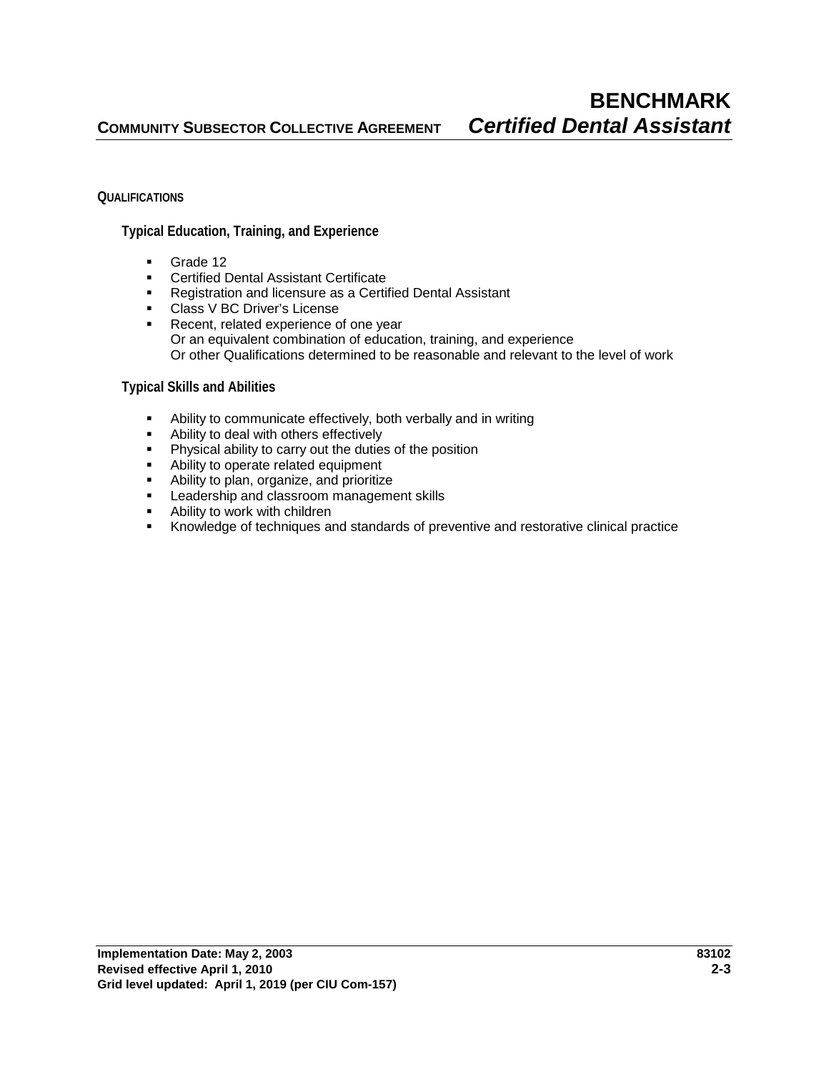## QUALIFICATIONS

### Typical Education, Training, and Experience

- Grade 12
- Certified Dental Assistant Certificate
- Registration and licensure as a Certified Dental Assistant
- Class V BC Driver's License
- Recent, related experience of one year
  Or an equivalent combination of education, training, and experience
  Or other Qualifications determined to be reasonable and relevant to the level of work

### Typical Skills and Abilities

- Ability to communicate effectively, both verbally and in writing
- Ability to deal with others effectively
- Physical ability to carry out the duties of the position
- Ability to operate related equipment
- Ability to plan, organize, and prioritize
- Leadership and classroom management skills
- Ability to work with children
- Knowledge of techniques and standards of preventive and restorative clinical practice

**Implementation Date: May 2, 2003**
**Revised effective April 1, 2010**
**Grid level updated: April 1, 2019 (per CIU Com-157)**

**83102**